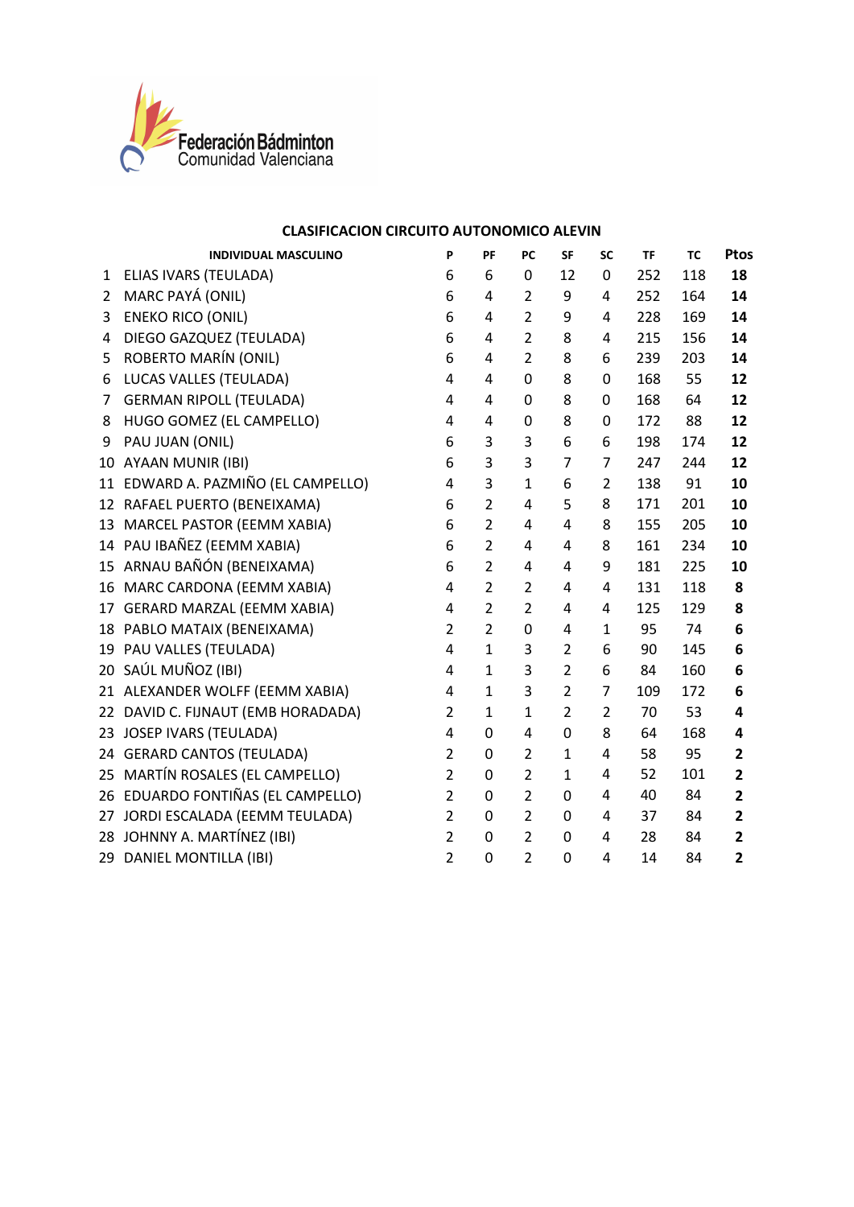Federación Bádminton
Comunidad Valenciana

## CLASIFICACION CIRCUITO AUTONOMICO ALEVIN

| | INDIVIDUAL MASCULINO | P | PF | PC | SF | SC | TF | TC | Ptos |
|---|---|---|---|---|---|---|---|---|---|
| 1 | ELIAS IVARS (TEULADA) | 6 | 6 | 0 | 12 | 0 | 252 | 118 | **18** |
| 2 | MARC PAYÁ (ONIL) | 6 | 4 | 2 | 9 | 4 | 252 | 164 | **14** |
| 3 | ENEKO RICO (ONIL) | 6 | 4 | 2 | 9 | 4 | 228 | 169 | **14** |
| 4 | DIEGO GAZQUEZ (TEULADA) | 6 | 4 | 2 | 8 | 4 | 215 | 156 | **14** |
| 5 | ROBERTO MARÍN (ONIL) | 6 | 4 | 2 | 8 | 6 | 239 | 203 | **14** |
| 6 | LUCAS VALLES (TEULADA) | 4 | 4 | 0 | 8 | 0 | 168 | 55 | **12** |
| 7 | GERMAN RIPOLL (TEULADA) | 4 | 4 | 0 | 8 | 0 | 168 | 64 | **12** |
| 8 | HUGO GOMEZ (EL CAMPELLO) | 4 | 4 | 0 | 8 | 0 | 172 | 88 | **12** |
| 9 | PAU JUAN (ONIL) | 6 | 3 | 3 | 6 | 6 | 198 | 174 | **12** |
| 10 | AYAAN MUNIR (IBI) | 6 | 3 | 3 | 7 | 7 | 247 | 244 | **12** |
| 11 | EDWARD A. PAZMIÑO (EL CAMPELLO) | 4 | 3 | 1 | 6 | 2 | 138 | 91 | **10** |
| 12 | RAFAEL PUERTO (BENEIXAMA) | 6 | 2 | 4 | 5 | 8 | 171 | 201 | **10** |
| 13 | MARCEL PASTOR (EEMM XABIA) | 6 | 2 | 4 | 4 | 8 | 155 | 205 | **10** |
| 14 | PAU IBAÑEZ (EEMM XABIA) | 6 | 2 | 4 | 4 | 8 | 161 | 234 | **10** |
| 15 | ARNAU BAÑÓN (BENEIXAMA) | 6 | 2 | 4 | 4 | 9 | 181 | 225 | **10** |
| 16 | MARC CARDONA (EEMM XABIA) | 4 | 2 | 2 | 4 | 4 | 131 | 118 | **8** |
| 17 | GERARD MARZAL (EEMM XABIA) | 4 | 2 | 2 | 4 | 4 | 125 | 129 | **8** |
| 18 | PABLO MATAIX (BENEIXAMA) | 2 | 2 | 0 | 4 | 1 | 95 | 74 | **6** |
| 19 | PAU VALLES (TEULADA) | 4 | 1 | 3 | 2 | 6 | 90 | 145 | **6** |
| 20 | SAÚL MUÑOZ (IBI) | 4 | 1 | 3 | 2 | 6 | 84 | 160 | **6** |
| 21 | ALEXANDER WOLFF (EEMM XABIA) | 4 | 1 | 3 | 2 | 7 | 109 | 172 | **6** |
| 22 | DAVID C. FIJNAUT (EMB HORADADA) | 2 | 1 | 1 | 2 | 2 | 70 | 53 | **4** |
| 23 | JOSEP IVARS (TEULADA) | 4 | 0 | 4 | 0 | 8 | 64 | 168 | **4** |
| 24 | GERARD CANTOS (TEULADA) | 2 | 0 | 2 | 1 | 4 | 58 | 95 | **2** |
| 25 | MARTÍN ROSALES (EL CAMPELLO) | 2 | 0 | 2 | 1 | 4 | 52 | 101 | **2** |
| 26 | EDUARDO FONTIÑAS (EL CAMPELLO) | 2 | 0 | 2 | 0 | 4 | 40 | 84 | **2** |
| 27 | JORDI ESCALADA (EEMM TEULADA) | 2 | 0 | 2 | 0 | 4 | 37 | 84 | **2** |
| 28 | JOHNNY A. MARTÍNEZ (IBI) | 2 | 0 | 2 | 0 | 4 | 28 | 84 | **2** |
| 29 | DANIEL MONTILLA (IBI) | 2 | 0 | 2 | 0 | 4 | 14 | 84 | **2** |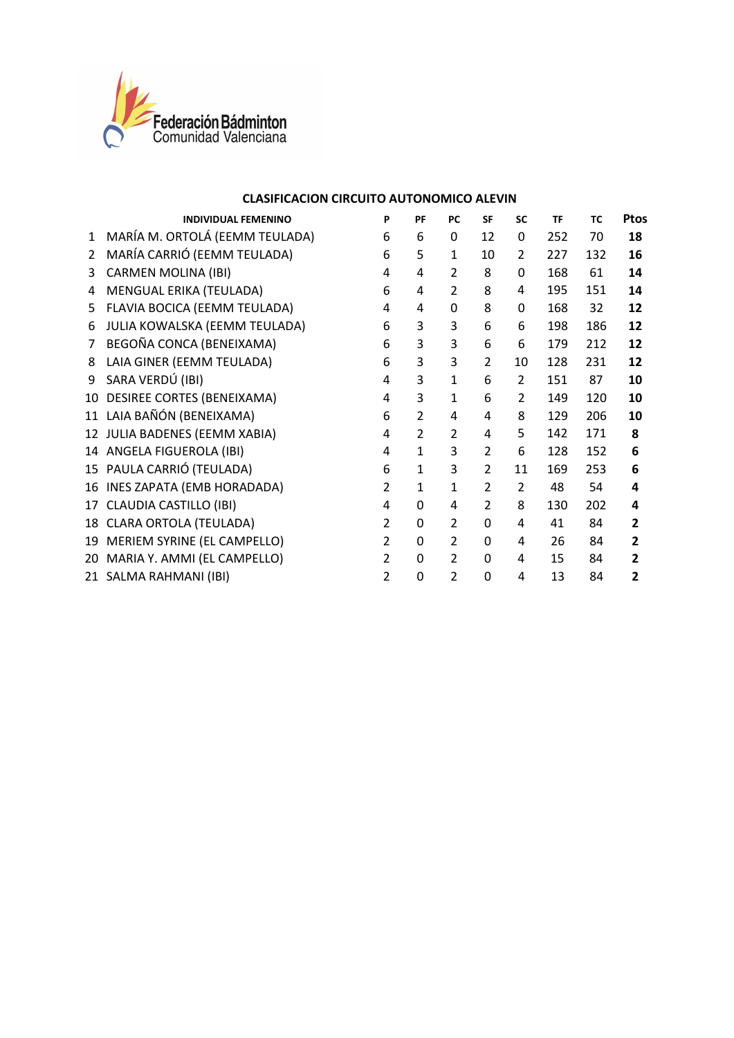Federación Bádminton Comunidad Valenciana

## CLASIFICACION CIRCUITO AUTONOMICO ALEVIN

| | INDIVIDUAL FEMENINO | P | PF | PC | SF | SC | TF | TC | Ptos |
|---|---|---|---|---|---|---|---|---|---|
| 1 | MARÍA M. ORTOLÁ (EEMM TEULADA) | 6 | 6 | 0 | 12 | 0 | 252 | 70 | **18** |
| 2 | MARÍA CARRIÓ (EEMM TEULADA) | 6 | 5 | 1 | 10 | 2 | 227 | 132 | **16** |
| 3 | CARMEN MOLINA (IBI) | 4 | 4 | 2 | 8 | 0 | 168 | 61 | **14** |
| 4 | MENGUAL ERIKA (TEULADA) | 6 | 4 | 2 | 8 | 4 | 195 | 151 | **14** |
| 5 | FLAVIA BOCICA (EEMM TEULADA) | 4 | 4 | 0 | 8 | 0 | 168 | 32 | **12** |
| 6 | JULIA KOWALSKA (EEMM TEULADA) | 6 | 3 | 3 | 6 | 6 | 198 | 186 | **12** |
| 7 | BEGOÑA CONCA (BENEIXAMA) | 6 | 3 | 3 | 6 | 6 | 179 | 212 | **12** |
| 8 | LAIA GINER (EEMM TEULADA) | 6 | 3 | 3 | 2 | 10 | 128 | 231 | **12** |
| 9 | SARA VERDÚ (IBI) | 4 | 3 | 1 | 6 | 2 | 151 | 87 | **10** |
| 10 | DESIREE CORTES (BENEIXAMA) | 4 | 3 | 1 | 6 | 2 | 149 | 120 | **10** |
| 11 | LAIA BAÑÓN (BENEIXAMA) | 6 | 2 | 4 | 4 | 8 | 129 | 206 | **10** |
| 12 | JULIA BADENES (EEMM XABIA) | 4 | 2 | 2 | 4 | 5 | 142 | 171 | **8** |
| 14 | ANGELA FIGUEROLA (IBI) | 4 | 1 | 3 | 2 | 6 | 128 | 152 | **6** |
| 15 | PAULA CARRIÓ (TEULADA) | 6 | 1 | 3 | 2 | 11 | 169 | 253 | **6** |
| 16 | INES ZAPATA (EMB HORADADA) | 2 | 1 | 1 | 2 | 2 | 48 | 54 | **4** |
| 17 | CLAUDIA CASTILLO (IBI) | 4 | 0 | 4 | 2 | 8 | 130 | 202 | **4** |
| 18 | CLARA ORTOLA (TEULADA) | 2 | 0 | 2 | 0 | 4 | 41 | 84 | **2** |
| 19 | MERIEM SYRINE (EL CAMPELLO) | 2 | 0 | 2 | 0 | 4 | 26 | 84 | **2** |
| 20 | MARIA Y. AMMI (EL CAMPELLO) | 2 | 0 | 2 | 0 | 4 | 15 | 84 | **2** |
| 21 | SALMA RAHMANI (IBI) | 2 | 0 | 2 | 0 | 4 | 13 | 84 | **2** |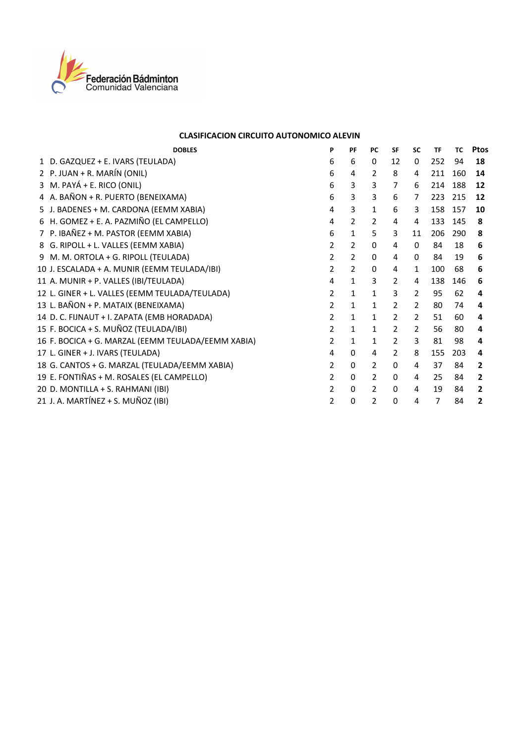Federación Bádminton
Comunidad Valenciana

## CLASIFICACION CIRCUITO AUTONOMICO ALEVIN

| | DOBLES | P | PF | PC | SF | SC | TF | TC | Ptos |
|---|---|---|---|---|---|---|---|---|---|
| 1 | D. GAZQUEZ + E. IVARS (TEULADA) | 6 | 6 | 0 | 12 | 0 | 252 | 94 | **18** |
| 2 | P. JUAN + R. MARÍN (ONIL) | 6 | 4 | 2 | 8 | 4 | 211 | 160 | **14** |
| 3 | M. PAYÁ + E. RICO (ONIL) | 6 | 3 | 3 | 7 | 6 | 214 | 188 | **12** |
| 4 | A. BAÑON + R. PUERTO (BENEIXAMA) | 6 | 3 | 3 | 6 | 7 | 223 | 215 | **12** |
| 5 | J. BADENES + M. CARDONA (EEMM XABIA) | 4 | 3 | 1 | 6 | 3 | 158 | 157 | **10** |
| 6 | H. GOMEZ + E. A. PAZMIÑO (EL CAMPELLO) | 4 | 2 | 2 | 4 | 4 | 133 | 145 | **8** |
| 7 | P. IBAÑEZ + M. PASTOR (EEMM XABIA) | 6 | 1 | 5 | 3 | 11 | 206 | 290 | **8** |
| 8 | G. RIPOLL + L. VALLES (EEMM XABIA) | 2 | 2 | 0 | 4 | 0 | 84 | 18 | **6** |
| 9 | M. M. ORTOLA + G. RIPOLL (TEULADA) | 2 | 2 | 0 | 4 | 0 | 84 | 19 | **6** |
| 10 | J. ESCALADA + A. MUNIR (EEMM TEULADA/IBI) | 2 | 2 | 0 | 4 | 1 | 100 | 68 | **6** |
| 11 | A. MUNIR + P. VALLES (IBI/TEULADA) | 4 | 1 | 3 | 2 | 4 | 138 | 146 | **6** |
| 12 | L. GINER + L. VALLES (EEMM TEULADA/TEULADA) | 2 | 1 | 1 | 3 | 2 | 95 | 62 | **4** |
| 13 | L. BAÑON + P. MATAIX (BENEIXAMA) | 2 | 1 | 1 | 2 | 2 | 80 | 74 | **4** |
| 14 | D. C. FIJNAUT + I. ZAPATA (EMB HORADADA) | 2 | 1 | 1 | 2 | 2 | 51 | 60 | **4** |
| 15 | F. BOCICA + S. MUÑOZ (TEULADA/IBI) | 2 | 1 | 1 | 2 | 2 | 56 | 80 | **4** |
| 16 | F. BOCICA + G. MARZAL (EEMM TEULADA/EEMM XABIA) | 2 | 1 | 1 | 2 | 3 | 81 | 98 | **4** |
| 17 | L. GINER + J. IVARS (TEULADA) | 4 | 0 | 4 | 2 | 8 | 155 | 203 | **4** |
| 18 | G. CANTOS + G. MARZAL (TEULADA/EEMM XABIA) | 2 | 0 | 2 | 0 | 4 | 37 | 84 | **2** |
| 19 | E. FONTIÑAS + M. ROSALES (EL CAMPELLO) | 2 | 0 | 2 | 0 | 4 | 25 | 84 | **2** |
| 20 | D. MONTILLA + S. RAHMANI (IBI) | 2 | 0 | 2 | 0 | 4 | 19 | 84 | **2** |
| 21 | J. A. MARTÍNEZ + S. MUÑOZ (IBI) | 2 | 0 | 2 | 0 | 4 | 7 | 84 | **2** |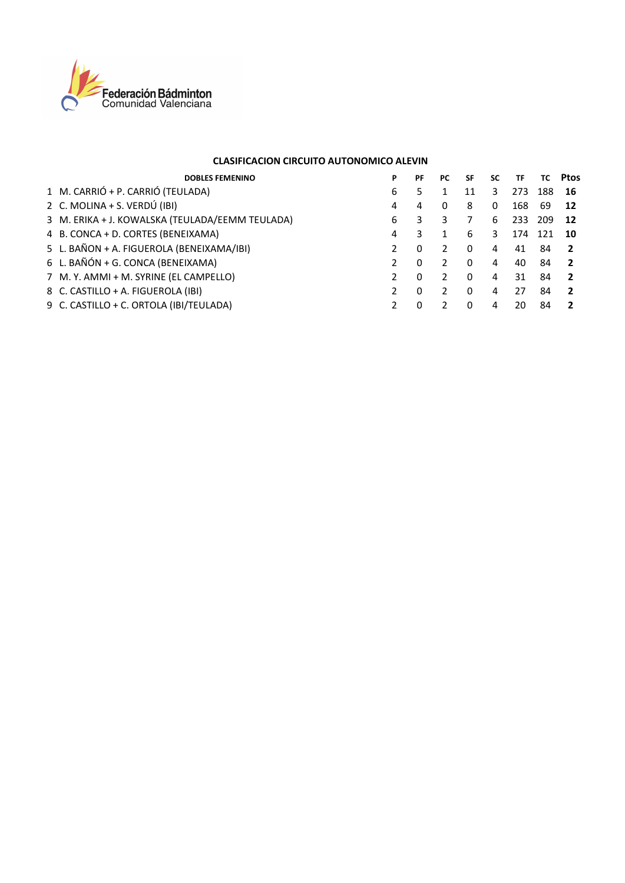Federación Bádminton
Comunidad Valenciana

## CLASIFICACION CIRCUITO AUTONOMICO ALEVIN

| | DOBLES FEMENINO | P | PF | PC | SF | SC | TF | TC | Ptos |
|---|---|---|---|---|---|---|---|---|---|
| 1 | M. CARRIÓ + P. CARRIÓ (TEULADA) | 6 | 5 | 1 | 11 | 3 | 273 | 188 | **16** |
| 2 | C. MOLINA + S. VERDÚ (IBI) | 4 | 4 | 0 | 8 | 0 | 168 | 69 | **12** |
| 3 | M. ERIKA + J. KOWALSKA (TEULADA/EEMM TEULADA) | 6 | 3 | 3 | 7 | 6 | 233 | 209 | **12** |
| 4 | B. CONCA + D. CORTES (BENEIXAMA) | 4 | 3 | 1 | 6 | 3 | 174 | 121 | **10** |
| 5 | L. BAÑON + A. FIGUEROLA (BENEIXAMA/IBI) | 2 | 0 | 2 | 0 | 4 | 41 | 84 | **2** |
| 6 | L. BAÑÓN + G. CONCA (BENEIXAMA) | 2 | 0 | 2 | 0 | 4 | 40 | 84 | **2** |
| 7 | M. Y. AMMI + M. SYRINE (EL CAMPELLO) | 2 | 0 | 2 | 0 | 4 | 31 | 84 | **2** |
| 8 | C. CASTILLO + A. FIGUEROLA (IBI) | 2 | 0 | 2 | 0 | 4 | 27 | 84 | **2** |
| 9 | C. CASTILLO + C. ORTOLA (IBI/TEULADA) | 2 | 0 | 2 | 0 | 4 | 20 | 84 | **2** |